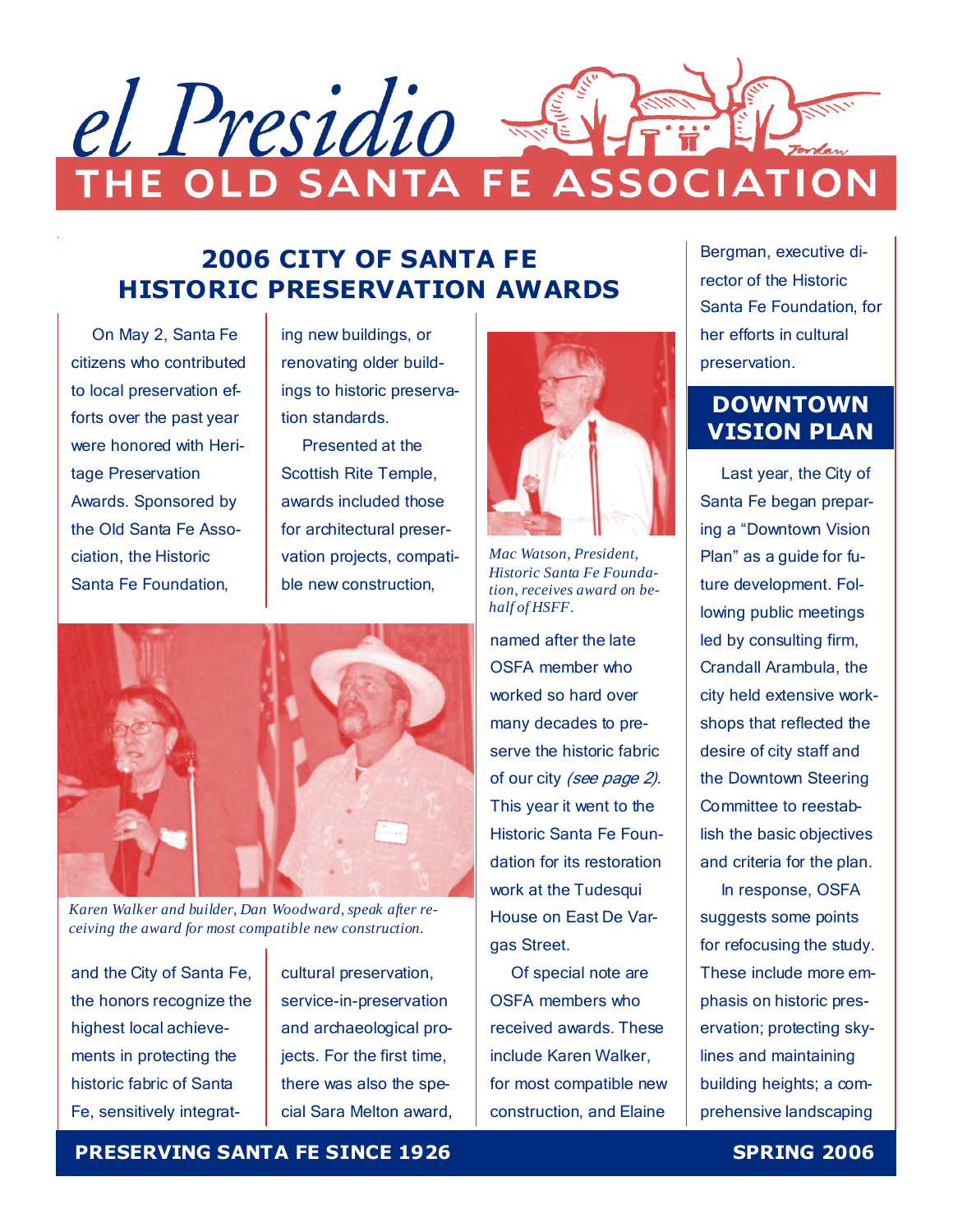# el Presidio

## THE OLD SANTA FE ASSOCIATION

## 2006 CITY OF SANTA FE HISTORIC PRESERVATION AWARDS

On May 2, Santa Fe citizens who contributed to local preservation efforts over the past year were honored with Heritage Preservation Awards. Sponsored by the Old Santa Fe Association, the Historic Santa Fe Foundation, and the City of Santa Fe, the honors recognize the highest local achievements in protecting the historic fabric of Santa Fe, sensitively integrating new buildings, or renovating older buildings to historic preservation standards.

Presented at the Scottish Rite Temple, awards included those for architectural preservation projects, compatible new construction, cultural preservation, service-in-preservation and archaeological projects. For the first time, there was also the special Sara Melton award, named after the late OSFA member who worked so hard over many decades to preserve the historic fabric of our city *(see page 2)*. This year it went to the Historic Santa Fe Foundation for its restoration work at the Tudesqui House on East De Vargas Street.

*Mac Watson, President, Historic Santa Fe Foundation, receives award on behalf of HSFF.*

*Karen Walker and builder, Dan Woodward, speak after receiving the award for most compatible new construction.*

Of special note are OSFA members who received awards. These include Karen Walker, for most compatible new construction, and Elaine Bergman, executive director of the Historic Santa Fe Foundation, for her efforts in cultural preservation.

## DOWNTOWN VISION PLAN

Last year, the City of Santa Fe began preparing a "Downtown Vision Plan" as a guide for future development. Following public meetings led by consulting firm, Crandall Arambula, the city held extensive workshops that reflected the desire of city staff and the Downtown Steering Committee to reestablish the basic objectives and criteria for the plan.

In response, OSFA suggests some points for refocusing the study. These include more emphasis on historic preservation; protecting skylines and maintaining building heights; a comprehensive landscaping

**PRESERVING SANTA FE SINCE 1926** | **SPRING 2006**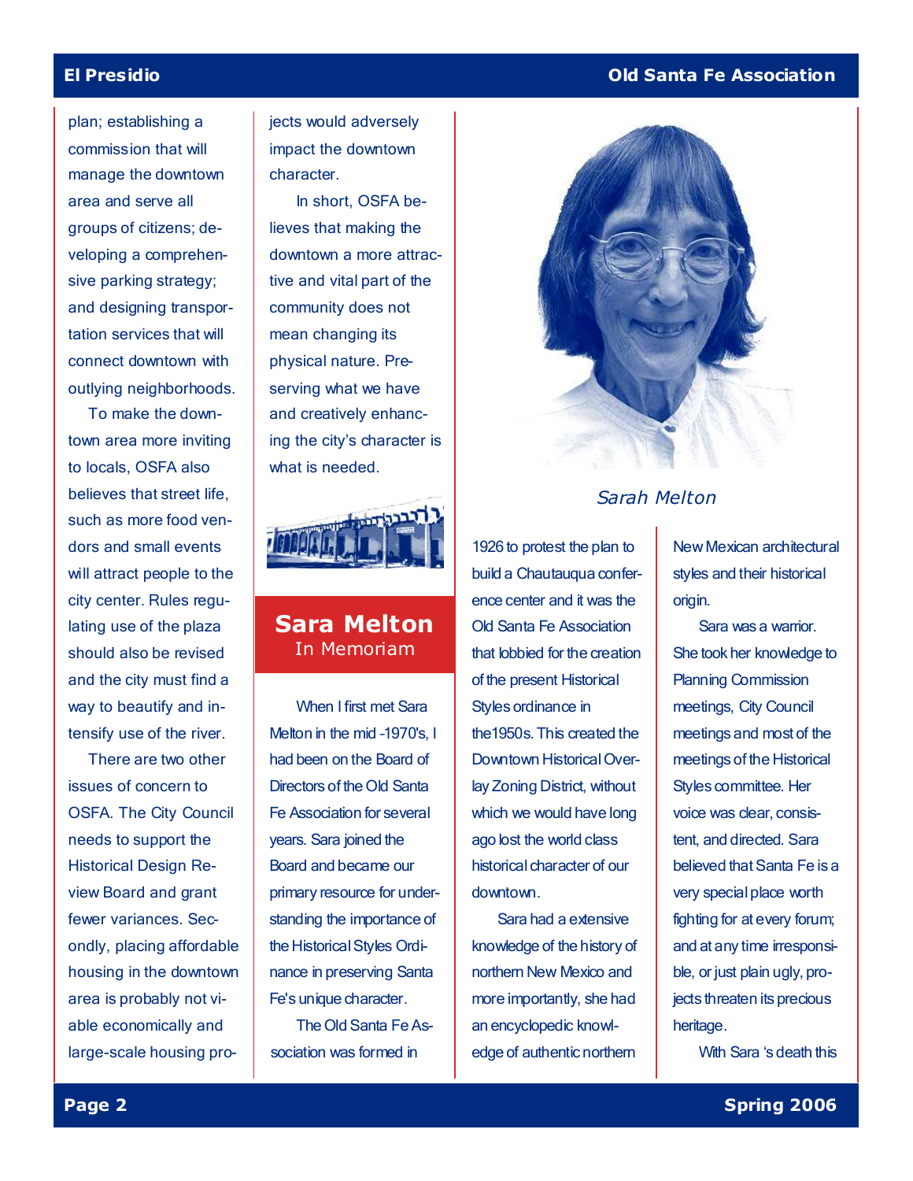plan; establishing a commission that will manage the downtown area and serve all groups of citizens; developing a comprehensive parking strategy; and designing transportation services that will connect downtown with outlying neighborhoods.

To make the downtown area more inviting to locals, OSFA also believes that street life, such as more food vendors and small events will attract people to the city center. Rules regulating use of the plaza should also be revised and the city must find a way to beautify and intensify use of the river.

There are two other issues of concern to OSFA. The City Council needs to support the Historical Design Review Board and grant fewer variances. Secondly, placing affordable housing in the downtown area is probably not viable economically and large-scale housing projects would adversely impact the downtown character.

In short, OSFA believes that making the downtown a more attractive and vital part of the community does not mean changing its physical nature. Preserving what we have and creatively enhancing the city's character is what is needed.

## Sara Melton
### In Memoriam

*Sarah Melton*

When I first met Sara Melton in the mid -1970's, I had been on the Board of Directors of the Old Santa Fe Association for several years. Sara joined the Board and became our primary resource for understanding the importance of the Historical Styles Ordinance in preserving Santa Fe's unique character.

The Old Santa Fe Association was formed in 1926 to protest the plan to build a Chautauqua conference center and it was the Old Santa Fe Association that lobbied for the creation of the present Historical Styles ordinance in the1950s. This created the Downtown Historical Overlay Zoning District, without which we would have long ago lost the world class historical character of our downtown.

Sara had a extensive knowledge of the history of northern New Mexico and more importantly, she had an encyclopedic knowledge of authentic northern New Mexican architectural styles and their historical origin.

Sara was a warrior. She took her knowledge to Planning Commission meetings, City Council meetings and most of the meetings of the Historical Styles committee. Her voice was clear, consistent, and directed. Sara believed that Santa Fe is a very special place worth fighting for at every forum; and at any time irresponsible, or just plain ugly, projects threaten its precious heritage.

With Sara 's death this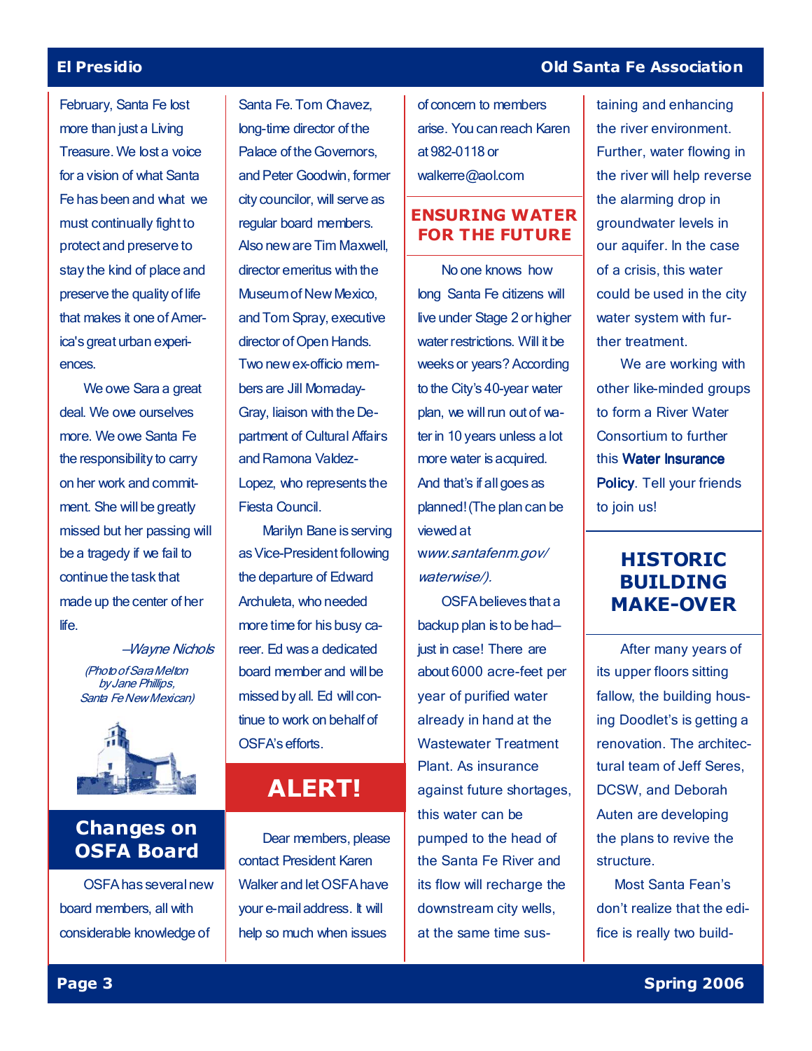February, Santa Fe lost more than just a Living Treasure. We lost a voice for a vision of what Santa Fe has been and what we must continually fight to protect and preserve to stay the kind of place and preserve the quality of life that makes it one of America's great urban experiences.

We owe Sara a great deal. We owe ourselves more. We owe Santa Fe the responsibility to carry on her work and commitment. She will be greatly missed but her passing will be a tragedy if we fail to continue the task that made up the center of her life.

*–Wayne Nichols*

*(Photo of Sara Melton by Jane Phillips, Santa Fe New Mexican)*

## Changes on OSFA Board

OSFA has several new board members, all with considerable knowledge of Santa Fe. Tom Chavez, long-time director of the Palace of the Governors, and Peter Goodwin, former city councilor, will serve as regular board members. Also new are Tim Maxwell, director emeritus with the Museum of New Mexico, and Tom Spray, executive director of Open Hands. Two new ex-officio members are Jill Momaday-Gray, liaison with the Department of Cultural Affairs and Ramona Valdez-Lopez, who represents the Fiesta Council.

Marilyn Bane is serving as Vice-President following the departure of Edward Archuleta, who needed more time for his busy career. Ed was a dedicated board member and will be missed by all. Ed will continue to work on behalf of OSFA's efforts.

## ALERT!

Dear members, please contact President Karen Walker and let OSFA have your e-mail address. It will help so much when issues of concern to members arise. You can reach Karen at 982-0118 or walkerre@aol.com

## ENSURING WATER FOR THE FUTURE

No one knows how long Santa Fe citizens will live under Stage 2 or higher water restrictions. Will it be weeks or years? According to the City's 40-year water plan, we will run out of water in 10 years unless a lot more water is acquired. And that's if all goes as planned! (The plan can be viewed at *www.santafenm.gov/waterwise/).*

OSFA believes that a backup plan is to be had–just in case! There are about 6000 acre-feet per year of purified water already in hand at the Wastewater Treatment Plant. As insurance against future shortages, this water can be pumped to the head of the Santa Fe River and its flow will recharge the downstream city wells, at the same time sustaining and enhancing the river environment. Further, water flowing in the river will help reverse the alarming drop in groundwater levels in our aquifer. In the case of a crisis, this water could be used in the city water system with further treatment.

We are working with other like-minded groups to form a River Water Consortium to further this **Water Insurance Policy**. Tell your friends to join us!

## HISTORIC BUILDING MAKE-OVER

After many years of its upper floors sitting fallow, the building housing Doodlet's is getting a renovation. The architectural team of Jeff Seres, DCSW, and Deborah Auten are developing the plans to revive the structure.

Most Santa Fean's don't realize that the edifice is really two build-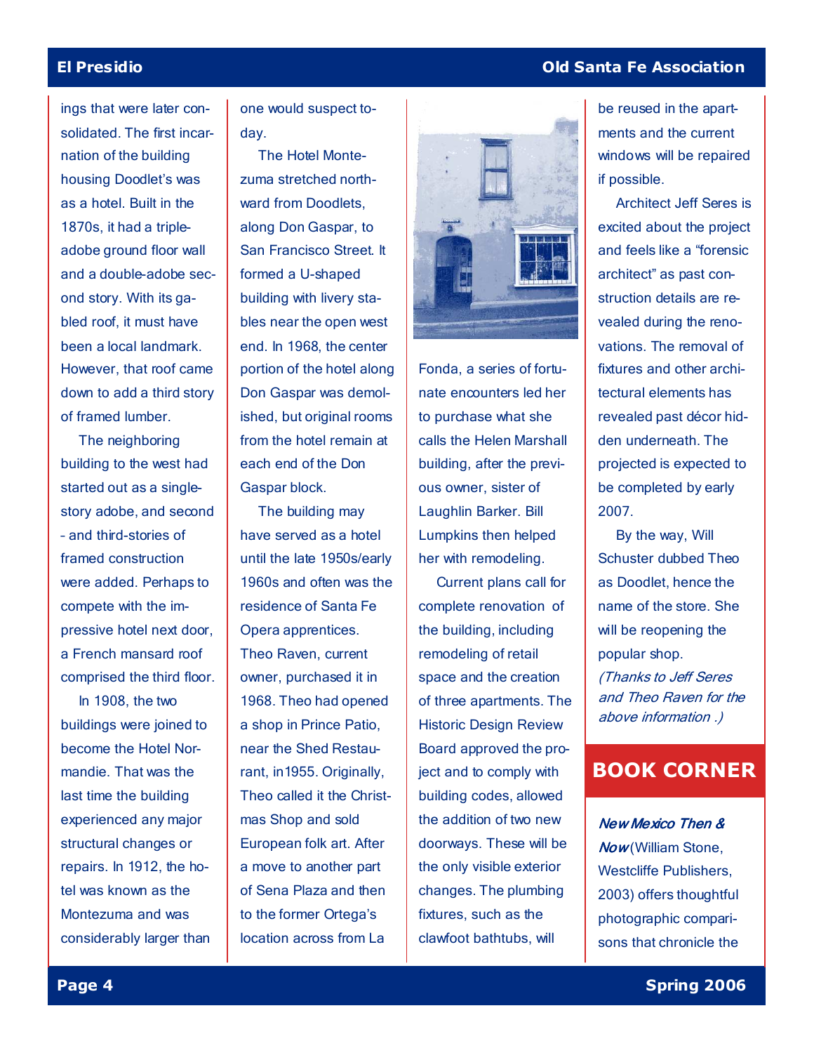ings that were later consolidated. The first incarnation of the building housing Doodlet's was as a hotel. Built in the 1870s, it had a triple-adobe ground floor wall and a double-adobe second story. With its gabled roof, it must have been a local landmark. However, that roof came down to add a third story of framed lumber.

The neighboring building to the west had started out as a single-story adobe, and second - and third-stories of framed construction were added. Perhaps to compete with the impressive hotel next door, a French mansard roof comprised the third floor.

In 1908, the two buildings were joined to become the Hotel Normandie. That was the last time the building experienced any major structural changes or repairs. In 1912, the hotel was known as the Montezuma and was considerably larger than one would suspect today.

The Hotel Montezuma stretched northward from Doodlets, along Don Gaspar, to San Francisco Street. It formed a U-shaped building with livery stables near the open west end. In 1968, the center portion of the hotel along Don Gaspar was demolished, but original rooms from the hotel remain at each end of the Don Gaspar block.

The building may have served as a hotel until the late 1950s/early 1960s and often was the residence of Santa Fe Opera apprentices. Theo Raven, current owner, purchased it in 1968. Theo had opened a shop in Prince Patio, near the Shed Restaurant, in1955. Originally, Theo called it the Christmas Shop and sold European folk art. After a move to another part of Sena Plaza and then to the former Ortega's location across from La Fonda, a series of fortunate encounters led her to purchase what she calls the Helen Marshall building, after the previous owner, sister of Laughlin Barker. Bill Lumpkins then helped her with remodeling.

Current plans call for complete renovation of the building, including remodeling of retail space and the creation of three apartments. The Historic Design Review Board approved the project and to comply with building codes, allowed the addition of two new doorways. These will be the only visible exterior changes. The plumbing fixtures, such as the clawfoot bathtubs, will be reused in the apartments and the current windows will be repaired if possible.

Architect Jeff Seres is excited about the project and feels like a "forensic architect" as past construction details are revealed during the renovations. The removal of fixtures and other architectural elements has revealed past décor hidden underneath. The projected is expected to be completed by early 2007.

By the way, Will Schuster dubbed Theo as Doodlet, hence the name of the store. She will be reopening the popular shop.

*(Thanks to Jeff Seres and Theo Raven for the above information .)*

## BOOK CORNER

***New Mexico Then & Now*** (William Stone, Westcliffe Publishers, 2003) offers thoughtful photographic comparisons that chronicle the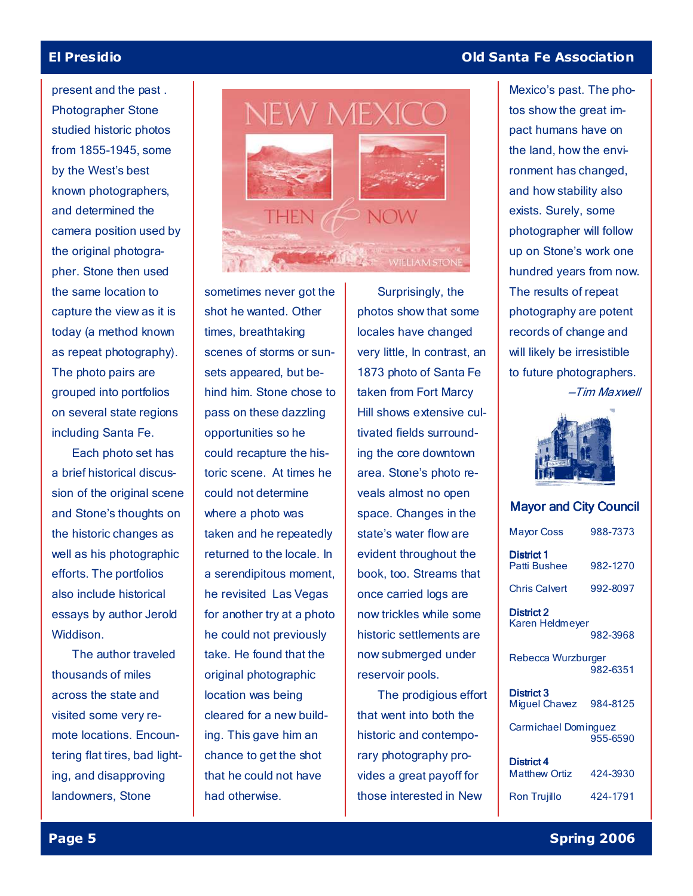present and the past . Photographer Stone studied historic photos from 1855-1945, some by the West's best known photographers, and determined the camera position used by the original photographer. Stone then used the same location to capture the view as it is today (a method known as repeat photography). The photo pairs are grouped into portfolios on several state regions including Santa Fe.

Each photo set has a brief historical discussion of the original scene and Stone's thoughts on the historic changes as well as his photographic efforts. The portfolios also include historical essays by author Jerold Widdison.

The author traveled thousands of miles across the state and visited some very remote locations. Encountering flat tires, bad lighting, and disapproving landowners, Stone sometimes never got the shot he wanted. Other times, breathtaking scenes of storms or sunsets appeared, but behind him. Stone chose to pass on these dazzling opportunities so he could recapture the historic scene. At times he could not determine where a photo was taken and he repeatedly returned to the locale. In a serendipitous moment, he revisited Las Vegas for another try at a photo he could not previously take. He found that the original photographic location was being cleared for a new building. This gave him an chance to get the shot that he could not have had otherwise.

Surprisingly, the photos show that some locales have changed very little, In contrast, an 1873 photo of Santa Fe taken from Fort Marcy Hill shows extensive cultivated fields surrounding the core downtown area. Stone's photo reveals almost no open space. Changes in the state's water flow are evident throughout the book, too. Streams that once carried logs are now trickles while some historic settlements are now submerged under reservoir pools.

The prodigious effort that went into both the historic and contemporary photography provides a great payoff for those interested in New Mexico's past. The photos show the great impact humans have on the land, how the environment has changed, and how stability also exists. Surely, some photographer will follow up on Stone's work one hundred years from now. The results of repeat photography are potent records of change and will likely be irresistible to future photographers.

*—Tim Maxwell*

## Mayor and City Council

| | |
|---|---|
| Mayor Coss | 988-7373 |
| **District 1** | |
| Patti Bushee | 982-1270 |
| Chris Calvert | 992-8097 |
| **District 2** | |
| Karen Heldmeyer | 982-3968 |
| Rebecca Wurzburger | 982-6351 |
| **District 3** | |
| Miguel Chavez | 984-8125 |
| Carmichael Dominguez | 955-6590 |
| **District 4** | |
| Matthew Ortiz | 424-3930 |
| Ron Trujillo | 424-1791 |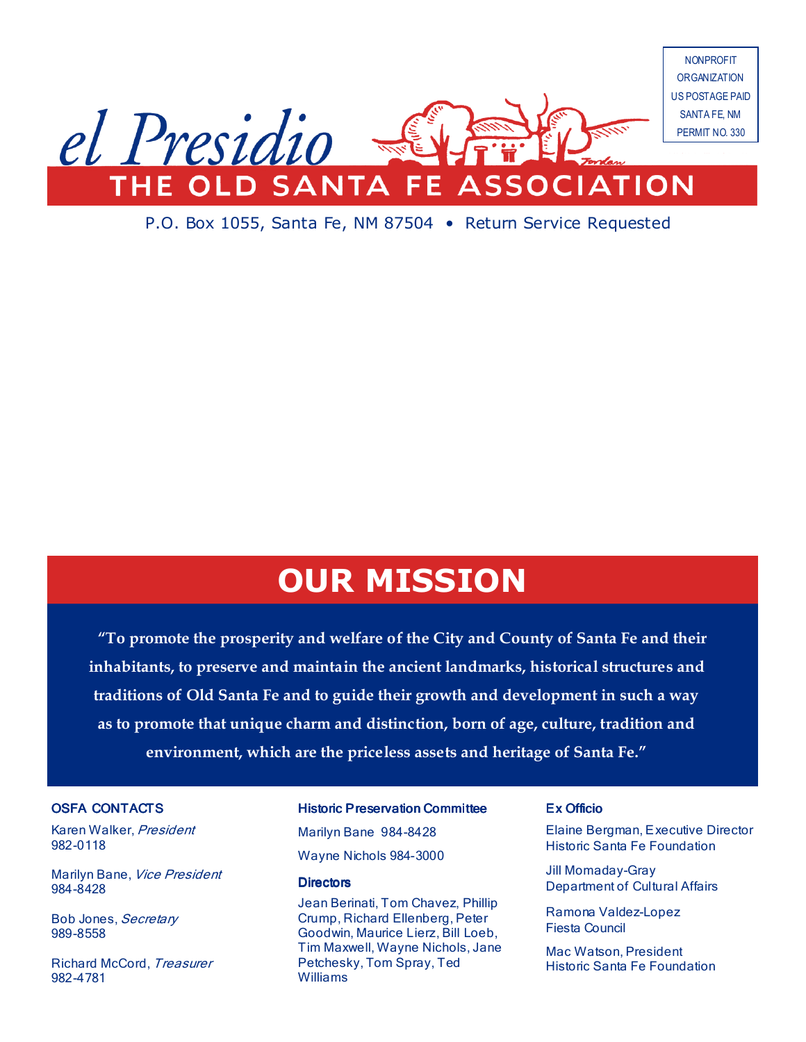NONPROFIT ORGANIZATION
US POSTAGE PAID
SANTA FE, NM
PERMIT NO. 330

# el Presidio

## THE OLD SANTA FE ASSOCIATION

P.O. Box 1055, Santa Fe, NM 87504 • Return Service Requested

## OUR MISSION

**"To promote the prosperity and welfare of the City and County of Santa Fe and their inhabitants, to preserve and maintain the ancient landmarks, historical structures and traditions of Old Santa Fe and to guide their growth and development in such a way as to promote that unique charm and distinction, born of age, culture, tradition and environment, which are the priceless assets and heritage of Santa Fe."**

### OSFA CONTACTS

Karen Walker, *President*
982-0118

Marilyn Bane, *Vice President*
984-8428

Bob Jones, *Secretary*
989-8558

Richard McCord, *Treasurer*
982-4781

### Historic Preservation Committee

Marilyn Bane 984-8428

Wayne Nichols 984-3000

### Directors

Jean Berinati, Tom Chavez, Phillip Crump, Richard Ellenberg, Peter Goodwin, Maurice Lierz, Bill Loeb, Tim Maxwell, Wayne Nichols, Jane Petchesky, Tom Spray, Ted Williams

### Ex Officio

Elaine Bergman, Executive Director
Historic Santa Fe Foundation

Jill Momaday-Gray
Department of Cultural Affairs

Ramona Valdez-Lopez
Fiesta Council

Mac Watson, President
Historic Santa Fe Foundation